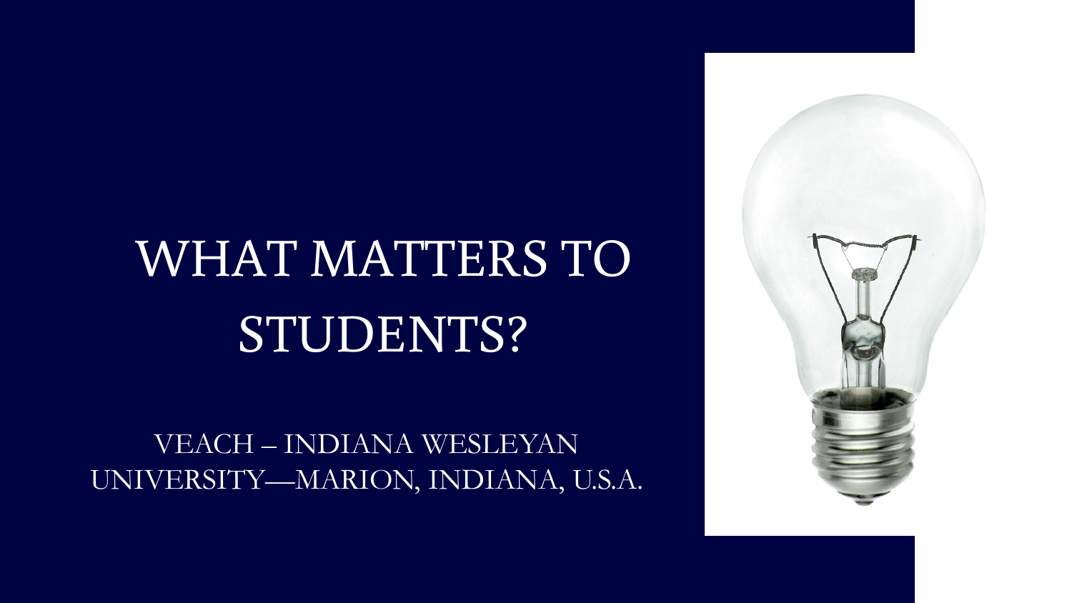# WHAT MATTERS TO STUDENTS?

VEACH – INDIANA WESLEYAN UNIVERSITY—MARION, INDIANA, U.S.A.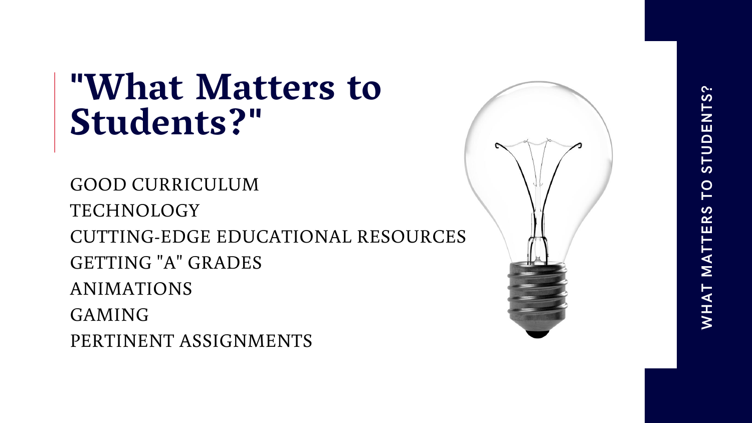# "What Matters to Students?"

GOOD CURRICULUM

TECHNOLOGY

CUTTING-EDGE EDUCATIONAL RESOURCES

GETTING "A" GRADES

ANIMATIONS

GAMING

PERTINENT ASSIGNMENTS

WHAT MATTERS TO STUDENTS?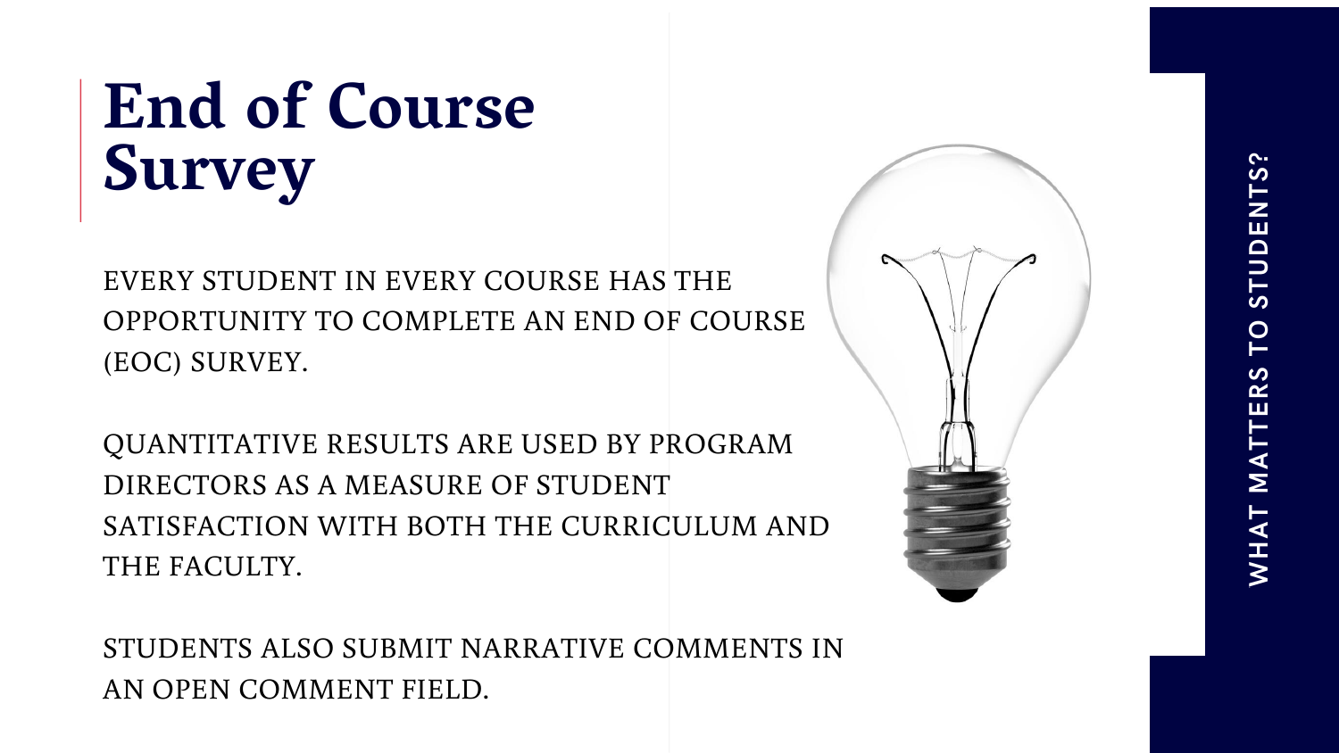# End of Course Survey

EVERY STUDENT IN EVERY COURSE HAS THE OPPORTUNITY TO COMPLETE AN END OF COURSE (EOC) SURVEY.

QUANTITATIVE RESULTS ARE USED BY PROGRAM DIRECTORS AS A MEASURE OF STUDENT SATISFACTION WITH BOTH THE CURRICULUM AND THE FACULTY.

STUDENTS ALSO SUBMIT NARRATIVE COMMENTS IN AN OPEN COMMENT FIELD.

WHAT MATTERS TO STUDENTS?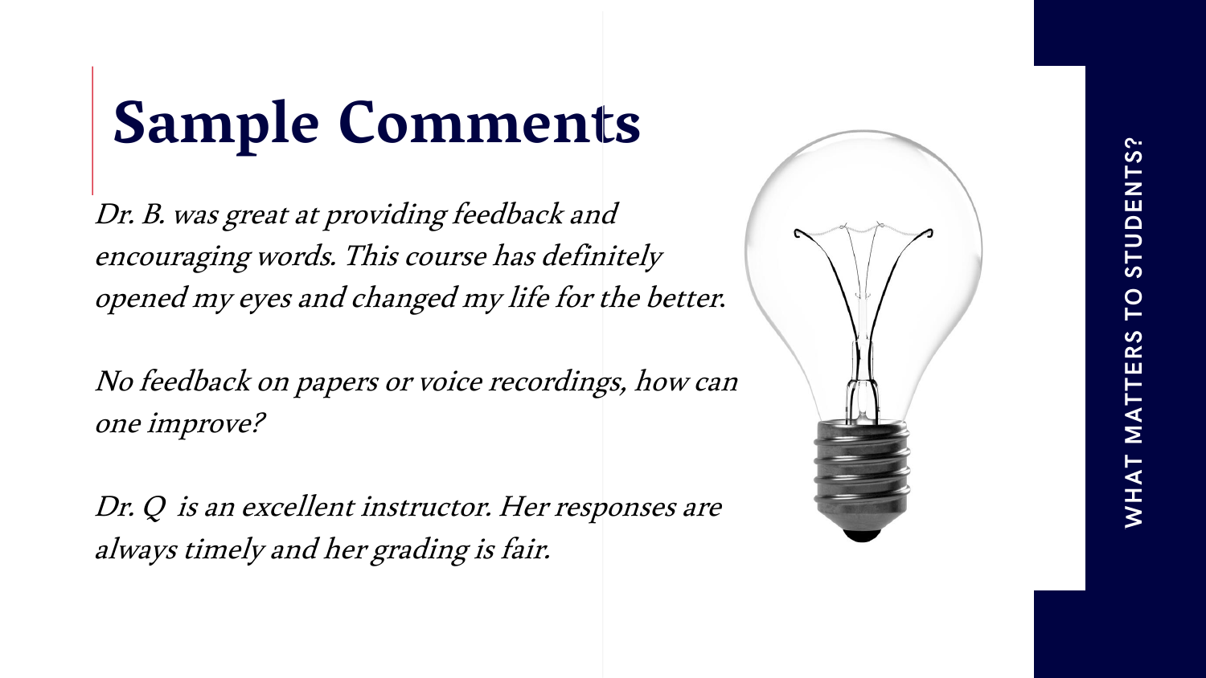# Sample Comments

*Dr. B. was great at providing feedback and encouraging words. This course has definitely opened my eyes and changed my life for the better.*

*No feedback on papers or voice recordings, how can one improve?*

*Dr. Q is an excellent instructor. Her responses are always timely and her grading is fair.*

WHAT MATTERS TO STUDENTS?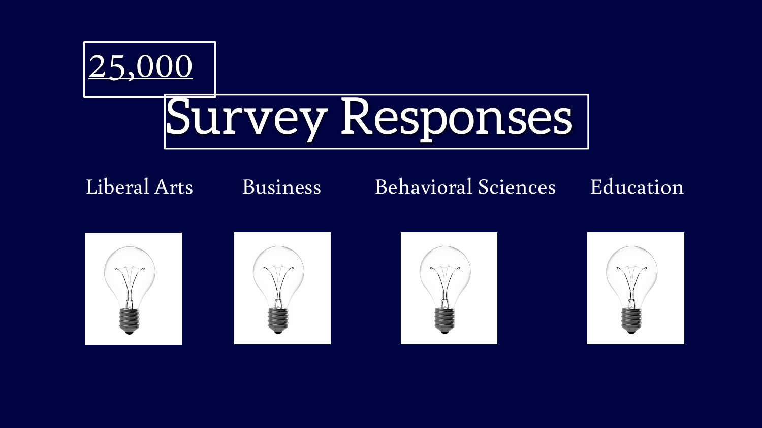# 25,000 Survey Responses

Liberal Arts

Business

Behavioral Sciences

Education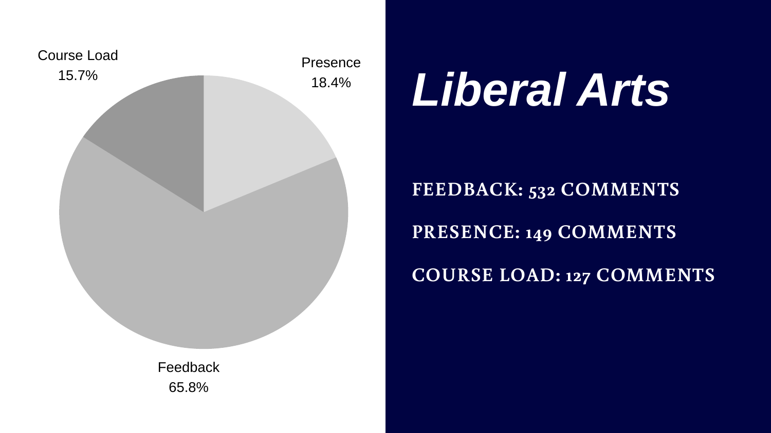Course Load
15.7%

Presence
18.4%

Feedback
65.8%

# *Liberal Arts*

**FEEDBACK: 532 COMMENTS**

**PRESENCE: 149 COMMENTS**

**COURSE LOAD: 127 COMMENTS**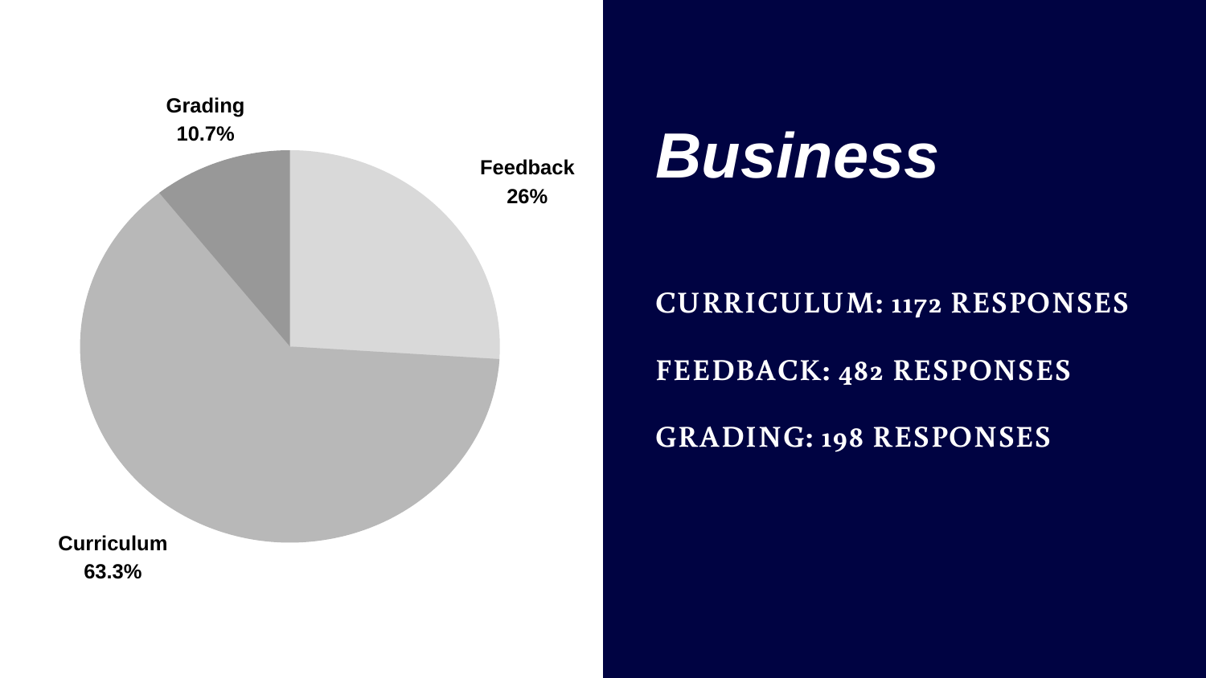Grading
10.7%

Feedback
26%

Curriculum
63.3%

# *Business*

**CURRICULUM: 1172 RESPONSES**

**FEEDBACK: 482 RESPONSES**

**GRADING: 198 RESPONSES**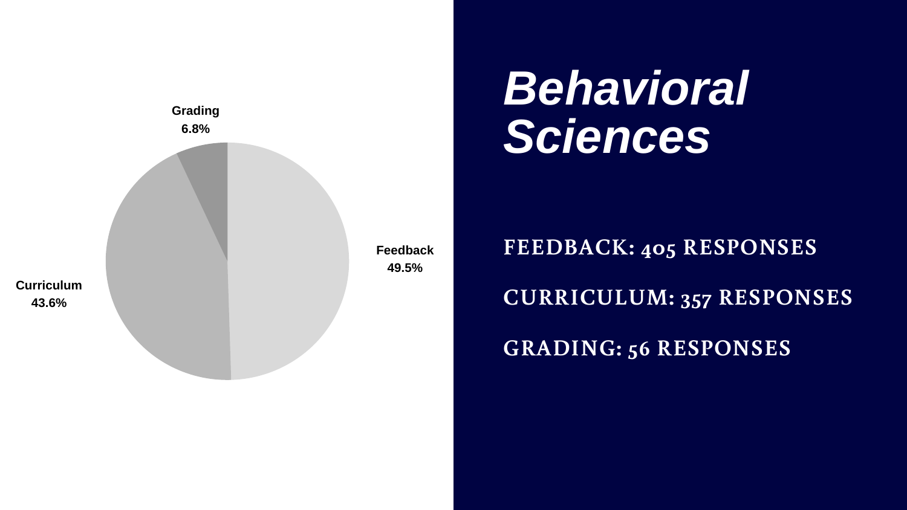# *Behavioral Sciences*

| Category | Percentage |
|---|---|
| Feedback | 49.5% |
| Curriculum | 43.6% |
| Grading | 6.8% |

**FEEDBACK: 405 RESPONSES**

**CURRICULUM: 357 RESPONSES**

**GRADING: 56 RESPONSES**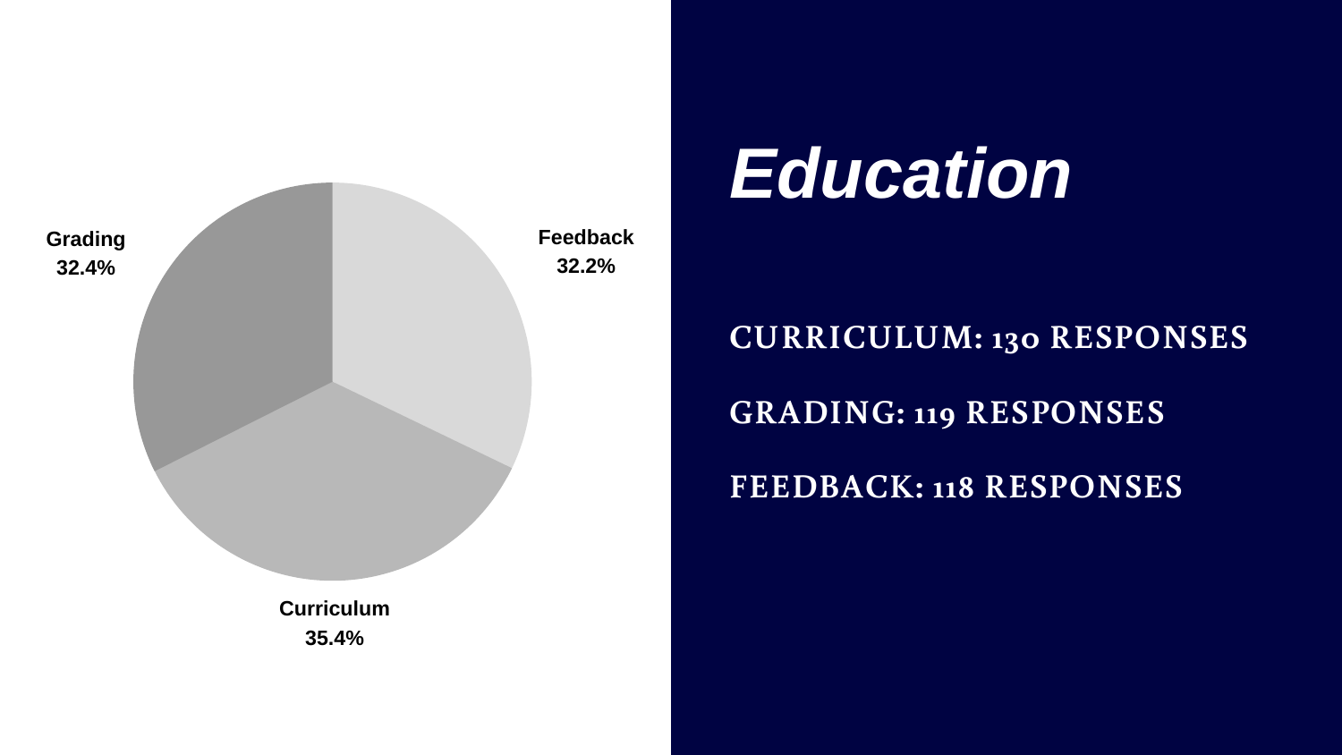# *Education*

**CURRICULUM: 130 RESPONSES**

**GRADING: 119 RESPONSES**

**FEEDBACK: 118 RESPONSES**

Grading 32.4%

Feedback 32.2%

Curriculum 35.4%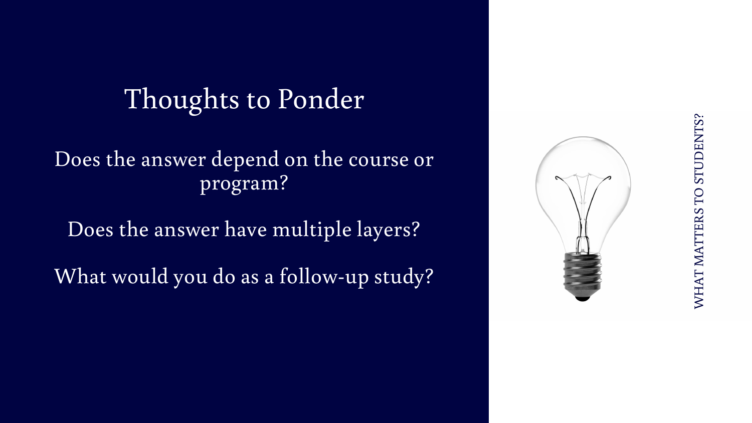# Thoughts to Ponder

Does the answer depend on the course or program?

Does the answer have multiple layers?

What would you do as a follow-up study?

WHAT MATTERS TO STUDENTS?